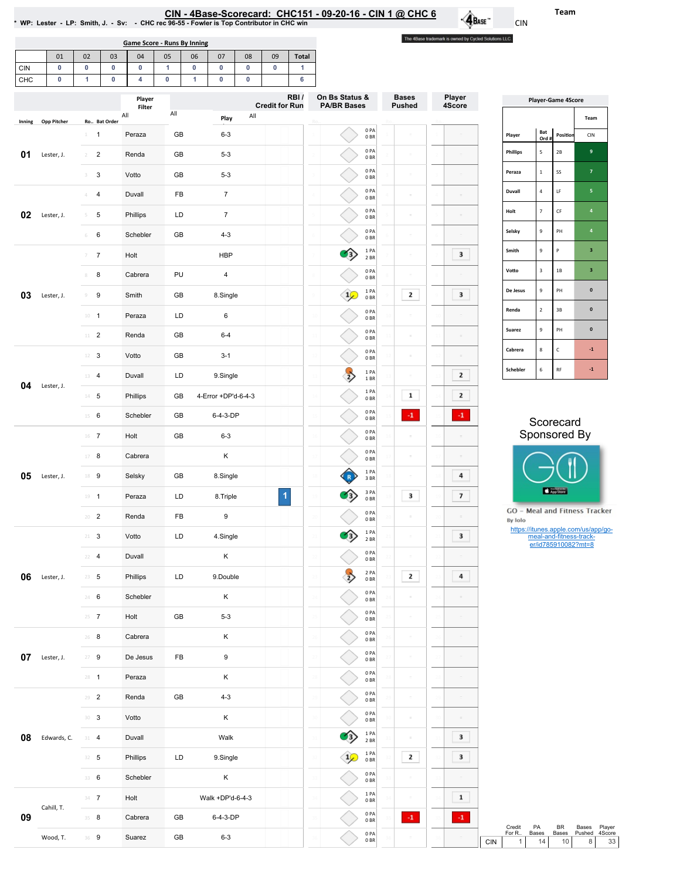# CIN - 4Base-Scorecard: CHC151 - 09-20-16 - CIN 1 @ CHC 6

* WP: Lester - LP: Smith, J. - Sv: - CHC rec 96-55 - Fowler is Top Contributor in CHC win

Team: CIN

The 4Base trademark is owned by Cycled Solutions LLC.

## Game Score - Runs By Inning

| | 01 | 02 | 03 | 04 | 05 | 06 | 07 | 08 | 09 | Total |
|---|---|---|---|---|---|---|---|---|---|---|
| CIN | 0 | 0 | 0 | 0 | 1 | 0 | 0 | 0 | 0 | 1 |
| CHC | 0 | 1 | 0 | 4 | 0 | 1 | 0 | 0 | | 6 |

| Inning | Opp Pitcher | Ro.. | Bat Order | Player | | Play | RBI / Credit for Run | On Bs Status & PA/BR Bases | Bases Pushed | Player 4Score |
|---|---|---|---|---|---|---|---|---|---|---|
| 01 | Lester, J. | 1 | 1 | Peraza | GB | 6-3 | | 0 PA 0 BR | | |
| | | 2 | 2 | Renda | GB | 5-3 | | 0 PA 0 BR | | |
| | | 3 | 3 | Votto | GB | 5-3 | | 0 PA 0 BR | | |
| 02 | Lester, J. | 4 | 4 | Duvall | FB | 7 | | 0 PA 0 BR | | |
| | | 5 | 5 | Phillips | LD | 7 | | 0 PA 0 BR | | |
| | | 6 | 6 | Schebler | GB | 4-3 | | 0 PA 0 BR | | |
| 03 | Lester, J. | 7 | 7 | Holt | | HBP | | 1 PA 2 BR | | 3 |
| | | 8 | 8 | Cabrera | PU | 4 | | 0 PA 0 BR | | |
| | | 9 | 9 | Smith | GB | 8.Single | | 1 PA 0 BR | 2 | 3 |
| | | 10 | 1 | Peraza | LD | 6 | | 0 PA 0 BR | | |
| | | 11 | 2 | Renda | GB | 6-4 | | 0 PA 0 BR | | |
| 04 | Lester, J. | 12 | 3 | Votto | GB | 3-1 | | 0 PA 0 BR | | |
| | | 13 | 4 | Duvall | LD | 9.Single | | 1 PA 1 BR | | 2 |
| | | 14 | 5 | Phillips | GB | 4-Error +DP'd-6-4-3 | | 1 PA 0 BR | 1 | 2 |
| | | 15 | 6 | Schebler | GB | 6-4-3-DP | | 0 PA 0 BR | -1 | -1 |
| 05 | Lester, J. | 16 | 7 | Holt | GB | 6-3 | | 0 PA 0 BR | | |
| | | 17 | 8 | Cabrera | | K | | 0 PA 0 BR | | |
| | | 18 | 9 | Selsky | GB | 8.Single | | 1 PA 3 BR | | 4 |
| | | 19 | 1 | Peraza | LD | 8.Triple | 1 | 3 PA 0 BR | 3 | 7 |
| | | 20 | 2 | Renda | FB | 9 | | 0 PA 0 BR | | |
| 06 | Lester, J. | 21 | 3 | Votto | LD | 4.Single | | 1 PA 2 BR | | 3 |
| | | 22 | 4 | Duvall | | K | | 0 PA 0 BR | | |
| | | 23 | 5 | Phillips | LD | 9.Double | | 2 PA 0 BR | 2 | 4 |
| | | 24 | 6 | Schebler | | K | | 0 PA 0 BR | | |
| | | 25 | 7 | Holt | GB | 5-3 | | 0 PA 0 BR | | |
| 07 | Lester, J. | 26 | 8 | Cabrera | | K | | 0 PA 0 BR | | |
| | | 27 | 9 | De Jesus | FB | 9 | | 0 PA 0 BR | | |
| | | 28 | 1 | Peraza | | K | | 0 PA 0 BR | | |
| 08 | Edwards, C. | 29 | 2 | Renda | GB | 4-3 | | 0 PA 0 BR | | |
| | | 30 | 3 | Votto | | K | | 0 PA 0 BR | | |
| | | 31 | 4 | Duvall | | Walk | | 1 PA 2 BR | | 3 |
| | | 32 | 5 | Phillips | LD | 9.Single | | 1 PA 0 BR | 2 | 3 |
| | | 33 | 6 | Schebler | | K | | 0 PA 0 BR | | |
| 09 | Cahill, T. | 34 | 7 | Holt | | Walk +DP'd-6-4-3 | | 1 PA 0 BR | | 1 |
| | | 35 | 8 | Cabrera | GB | 6-4-3-DP | | 0 PA 0 BR | -1 | -1 |
| | Wood, T. | 36 | 9 | Suarez | GB | 6-3 | | 0 PA 0 BR | | |

| | Credit For R.. | PA Bases | BR Bases | Bases Pushed | Player 4Score |
|---|---|---|---|---|---|
| CIN | 1 | 14 | 10 | 8 | 33 |

## Player-Game 4Score

| Player | Bat Ord # | Position | CIN |
|---|---|---|---|
| Phillips | 5 | 2B | 9 |
| Peraza | 1 | SS | 7 |
| Duvall | 4 | LF | 5 |
| Holt | 7 | CF | 4 |
| Selsky | 9 | PH | 4 |
| Smith | 9 | P | 3 |
| Votto | 3 | 1B | 3 |
| De Jesus | 9 | PH | 0 |
| Renda | 2 | 3B | 0 |
| Suarez | 9 | PH | 0 |
| Cabrera | 8 | C | -1 |
| Schebler | 6 | RF | -1 |

Scorecard Sponsored By

GO – Meal and Fitness Tracker
By Iolo
https://itunes.apple.com/us/app/go-meal-and-fitness-track-er/id785910082?mt=8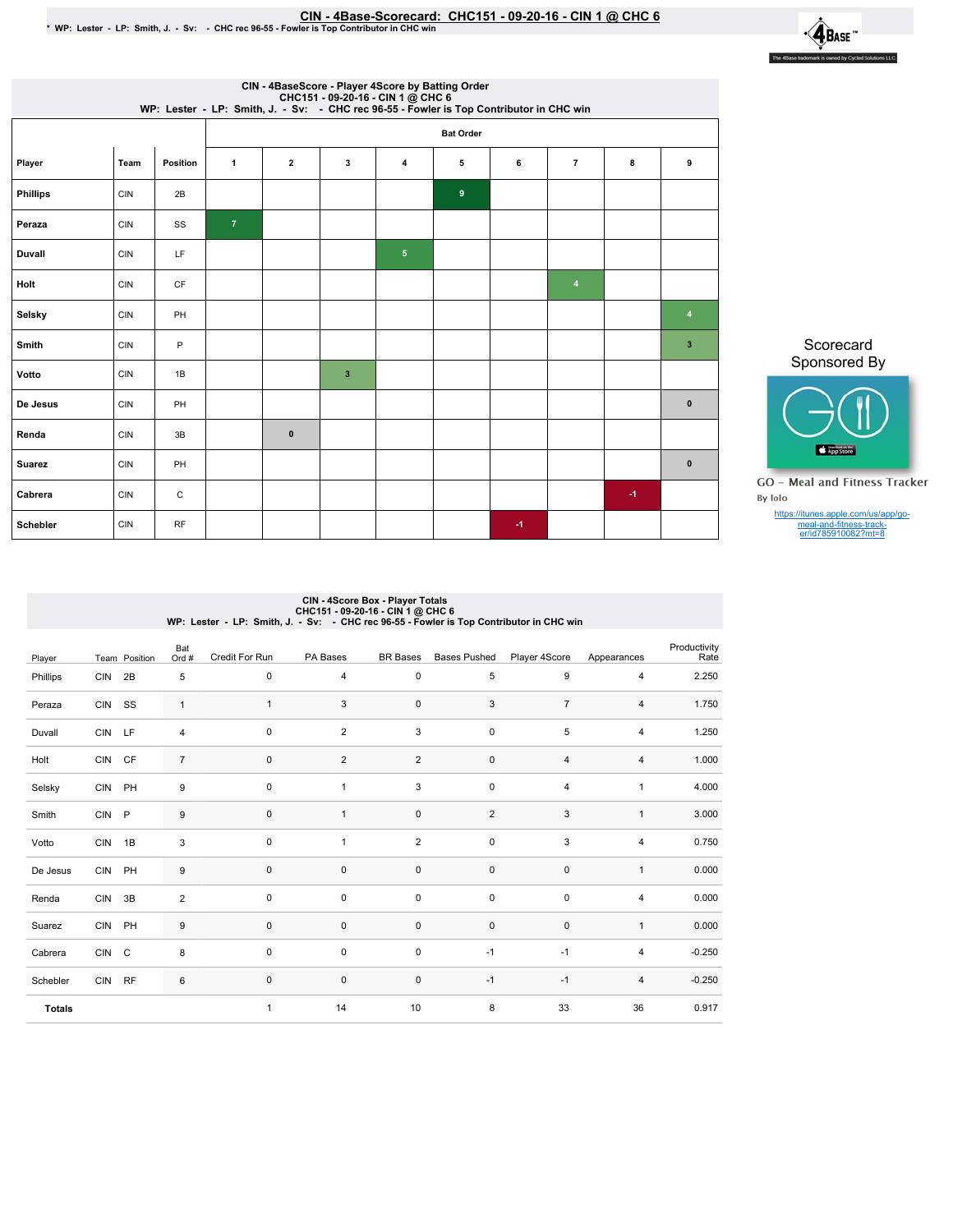# CIN - 4Base-Scorecard: CHC151 - 09-20-16 - CIN 1 @ CHC 6

\* WP: Lester - LP: Smith, J. - Sv: - CHC rec 96-55 - Fowler is Top Contributor in CHC win

The 4Base trademark is owned by Cycled Solutions LLC

## CIN - 4BaseScore - Player 4Score by Batting Order
CHC151 - 09-20-16 - CIN 1 @ CHC 6
WP: Lester - LP: Smith, J. - Sv: - CHC rec 96-55 - Fowler is Top Contributor in CHC win

| Player | Team | Position | Bat Order 1 | 2 | 3 | 4 | 5 | 6 | 7 | 8 | 9 |
|---|---|---|---|---|---|---|---|---|---|---|---|
| Phillips | CIN | 2B | | | | | 9 | | | | |
| Peraza | CIN | SS | 7 | | | | | | | | |
| Duvall | CIN | LF | | | | 5 | | | | | |
| Holt | CIN | CF | | | | | | | 4 | | |
| Selsky | CIN | PH | | | | | | | | | 4 |
| Smith | CIN | P | | | | | | | | | 3 |
| Votto | CIN | 1B | | | 3 | | | | | | |
| De Jesus | CIN | PH | | | | | | | | | 0 |
| Renda | CIN | 3B | | 0 | | | | | | | |
| Suarez | CIN | PH | | | | | | | | | 0 |
| Cabrera | CIN | C | | | | | | | | -1 | |
| Schebler | CIN | RF | | | | | | -1 | | | |

Scorecard Sponsored By

GO - Meal and Fitness Tracker
By Iolo

https://itunes.apple.com/us/app/go-meal-and-fitness-track-er/id785910082?mt=8

## CIN - 4Score Box - Player Totals
CHC151 - 09-20-16 - CIN 1 @ CHC 6
WP: Lester - LP: Smith, J. - Sv: - CHC rec 96-55 - Fowler is Top Contributor in CHC win

| Player | Team | Position | Bat Ord # | Credit For Run | PA Bases | BR Bases | Bases Pushed | Player 4Score | Appearances | Productivity Rate |
|---|---|---|---|---|---|---|---|---|---|---|
| Phillips | CIN | 2B | 5 | 0 | 4 | 0 | 5 | 9 | 4 | 2.250 |
| Peraza | CIN | SS | 1 | 1 | 3 | 0 | 3 | 7 | 4 | 1.750 |
| Duvall | CIN | LF | 4 | 0 | 2 | 3 | 0 | 5 | 4 | 1.250 |
| Holt | CIN | CF | 7 | 0 | 2 | 2 | 0 | 4 | 4 | 1.000 |
| Selsky | CIN | PH | 9 | 0 | 1 | 3 | 0 | 4 | 1 | 4.000 |
| Smith | CIN | P | 9 | 0 | 1 | 0 | 2 | 3 | 1 | 3.000 |
| Votto | CIN | 1B | 3 | 0 | 1 | 2 | 0 | 3 | 4 | 0.750 |
| De Jesus | CIN | PH | 9 | 0 | 0 | 0 | 0 | 0 | 1 | 0.000 |
| Renda | CIN | 3B | 2 | 0 | 0 | 0 | 0 | 0 | 4 | 0.000 |
| Suarez | CIN | PH | 9 | 0 | 0 | 0 | 0 | 0 | 1 | 0.000 |
| Cabrera | CIN | C | 8 | 0 | 0 | 0 | -1 | -1 | 4 | -0.250 |
| Schebler | CIN | RF | 6 | 0 | 0 | 0 | -1 | -1 | 4 | -0.250 |
| **Totals** | | | | 1 | 14 | 10 | 8 | 33 | 36 | 0.917 |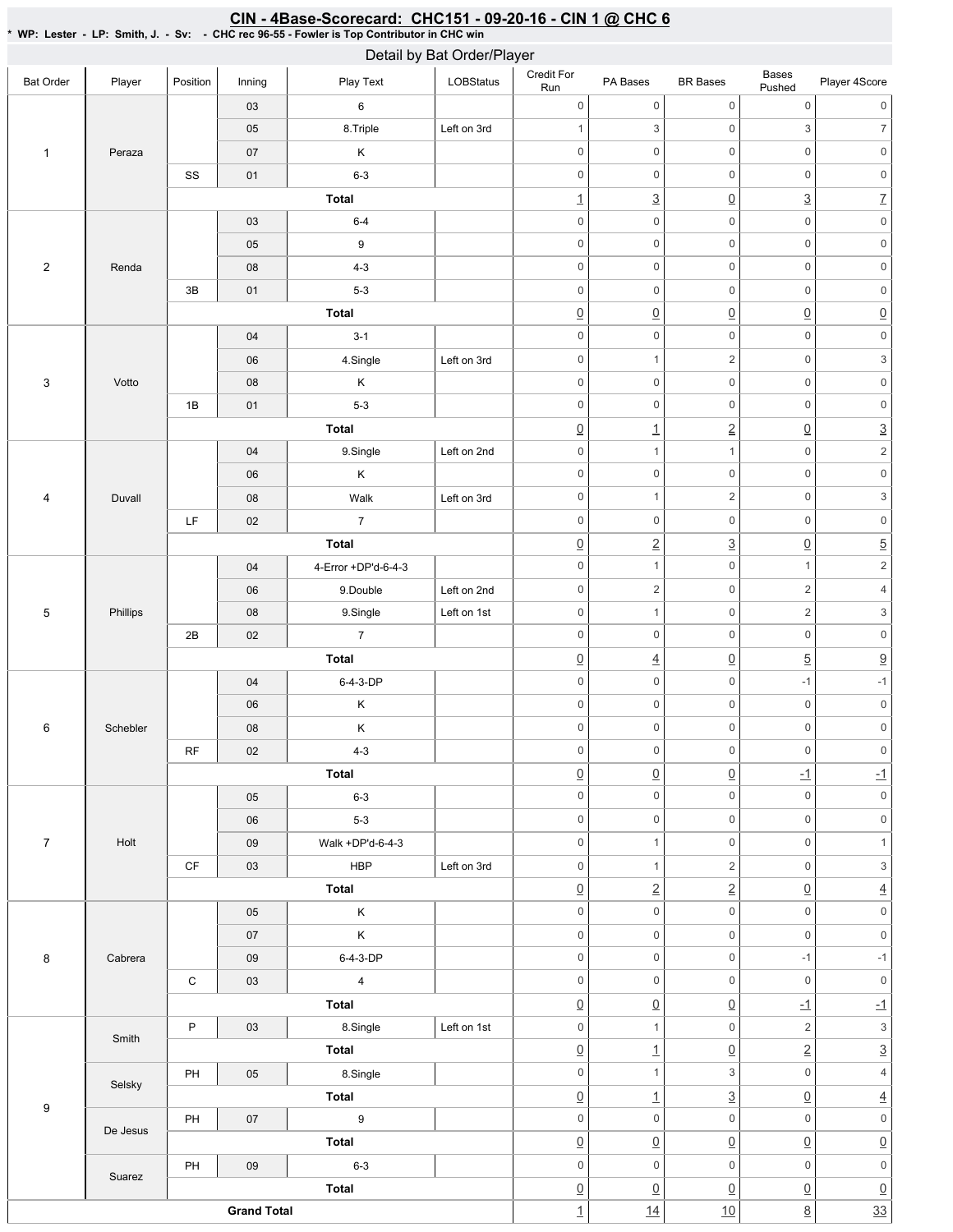## CIN - 4Base-Scorecard: CHC151 - 09-20-16 - CIN 1 @ CHC 6

* WP: Lester - LP: Smith, J. - Sv: - CHC rec 96-55 - Fowler is Top Contributor in CHC win

### Detail by Bat Order/Player

| Bat Order | Player | Position | Inning | Play Text | LOBStatus | Credit For Run | PA Bases | BR Bases | Bases Pushed | Player 4Score |
|---|---|---|---|---|---|---|---|---|---|---|
| 1 | Peraza | | 03 | 6 | | 0 | 0 | 0 | 0 | 0 |
| | | | 05 | 8.Triple | Left on 3rd | 1 | 3 | 0 | 3 | 7 |
| | | | 07 | K | | 0 | 0 | 0 | 0 | 0 |
| | | SS | 01 | 6-3 | | 0 | 0 | 0 | 0 | 0 |
| | | | | **Total** | | 1 | 3 | 0 | 3 | 7 |
| 2 | Renda | | 03 | 6-4 | | 0 | 0 | 0 | 0 | 0 |
| | | | 05 | 9 | | 0 | 0 | 0 | 0 | 0 |
| | | | 08 | 4-3 | | 0 | 0 | 0 | 0 | 0 |
| | | 3B | 01 | 5-3 | | 0 | 0 | 0 | 0 | 0 |
| | | | | **Total** | | 0 | 0 | 0 | 0 | 0 |
| 3 | Votto | | 04 | 3-1 | | 0 | 0 | 0 | 0 | 0 |
| | | | 06 | 4.Single | Left on 3rd | 0 | 1 | 2 | 0 | 3 |
| | | | 08 | K | | 0 | 0 | 0 | 0 | 0 |
| | | 1B | 01 | 5-3 | | 0 | 0 | 0 | 0 | 0 |
| | | | | **Total** | | 0 | 1 | 2 | 0 | 3 |
| 4 | Duvall | | 04 | 9.Single | Left on 2nd | 0 | 1 | 1 | 0 | 2 |
| | | | 06 | K | | 0 | 0 | 0 | 0 | 0 |
| | | | 08 | Walk | Left on 3rd | 0 | 1 | 2 | 0 | 3 |
| | | LF | 02 | 7 | | 0 | 0 | 0 | 0 | 0 |
| | | | | **Total** | | 0 | 2 | 3 | 0 | 5 |
| 5 | Phillips | | 04 | 4-Error +DP'd-6-4-3 | | 0 | 1 | 0 | 1 | 2 |
| | | | 06 | 9.Double | Left on 2nd | 0 | 2 | 0 | 2 | 4 |
| | | | 08 | 9.Single | Left on 1st | 0 | 1 | 0 | 2 | 3 |
| | | 2B | 02 | 7 | | 0 | 0 | 0 | 0 | 0 |
| | | | | **Total** | | 0 | 4 | 0 | 5 | 9 |
| 6 | Schebler | | 04 | 6-4-3-DP | | 0 | 0 | 0 | -1 | -1 |
| | | | 06 | K | | 0 | 0 | 0 | 0 | 0 |
| | | | 08 | K | | 0 | 0 | 0 | 0 | 0 |
| | | RF | 02 | 4-3 | | 0 | 0 | 0 | 0 | 0 |
| | | | | **Total** | | 0 | 0 | 0 | -1 | -1 |
| 7 | Holt | | 05 | 6-3 | | 0 | 0 | 0 | 0 | 0 |
| | | | 06 | 5-3 | | 0 | 0 | 0 | 0 | 0 |
| | | | 09 | Walk +DP'd-6-4-3 | | 0 | 1 | 0 | 0 | 1 |
| | | CF | 03 | HBP | Left on 3rd | 0 | 1 | 2 | 0 | 3 |
| | | | | **Total** | | 0 | 2 | 2 | 0 | 4 |
| 8 | Cabrera | | 05 | K | | 0 | 0 | 0 | 0 | 0 |
| | | | 07 | K | | 0 | 0 | 0 | 0 | 0 |
| | | | 09 | 6-4-3-DP | | 0 | 0 | 0 | -1 | -1 |
| | | C | 03 | 4 | | 0 | 0 | 0 | 0 | 0 |
| | | | | **Total** | | 0 | 0 | 0 | -1 | -1 |
| 9 | Smith | P | 03 | 8.Single | Left on 1st | 0 | 1 | 0 | 2 | 3 |
| | | | | **Total** | | 0 | 1 | 0 | 2 | 3 |
| | Selsky | PH | 05 | 8.Single | | 0 | 1 | 3 | 0 | 4 |
| | | | | **Total** | | 0 | 1 | 3 | 0 | 4 |
| | De Jesus | PH | 07 | 9 | | 0 | 0 | 0 | 0 | 0 |
| | | | | **Total** | | 0 | 0 | 0 | 0 | 0 |
| | Suarez | PH | 09 | 6-3 | | 0 | 0 | 0 | 0 | 0 |
| | | | | **Total** | | 0 | 0 | 0 | 0 | 0 |
| **Grand Total** | | | | | | 1 | 14 | 10 | 8 | 33 |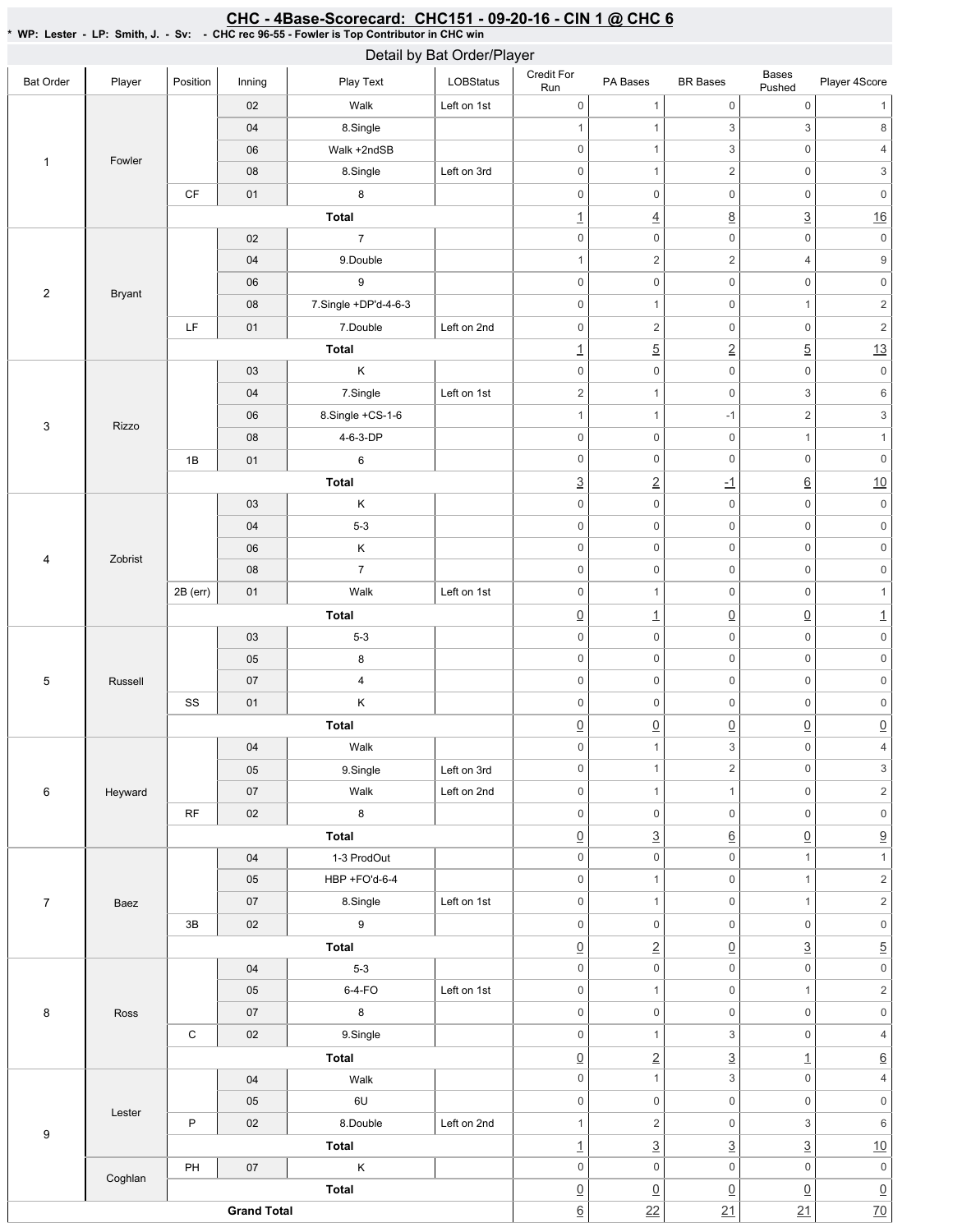# CHC - 4Base-Scorecard: CHC151 - 09-20-16 - CIN 1 @ CHC 6

* WP: Lester - LP: Smith, J. - Sv: - CHC rec 96-55 - Fowler is Top Contributor in CHC win

## Detail by Bat Order/Player

| Bat Order | Player | Position | Inning | Play Text | LOBStatus | Credit For Run | PA Bases | BR Bases | Bases Pushed | Player 4Score |
|---|---|---|---|---|---|---|---|---|---|---|
| 1 | Fowler | | 02 | Walk | Left on 1st | 0 | 1 | 0 | 0 | 1 |
| | | | 04 | 8.Single | | 1 | 1 | 3 | 3 | 8 |
| | | | 06 | Walk +2ndSB | | 0 | 1 | 3 | 0 | 4 |
| | | | 08 | 8.Single | Left on 3rd | 0 | 1 | 2 | 0 | 3 |
| | | CF | 01 | 8 | | 0 | 0 | 0 | 0 | 0 |
| | | | | Total | | 1 | 4 | 8 | 3 | 16 |
| 2 | Bryant | | 02 | 7 | | 0 | 0 | 0 | 0 | 0 |
| | | | 04 | 9.Double | | 1 | 2 | 2 | 4 | 9 |
| | | | 06 | 9 | | 0 | 0 | 0 | 0 | 0 |
| | | | 08 | 7.Single +DP'd-4-6-3 | | 0 | 1 | 0 | 1 | 2 |
| | | LF | 01 | 7.Double | Left on 2nd | 0 | 2 | 0 | 0 | 2 |
| | | | | Total | | 1 | 5 | 2 | 5 | 13 |
| 3 | Rizzo | | 03 | K | | 0 | 0 | 0 | 0 | 0 |
| | | | 04 | 7.Single | Left on 1st | 2 | 1 | 0 | 3 | 6 |
| | | | 06 | 8.Single +CS-1-6 | | 1 | 1 | -1 | 2 | 3 |
| | | | 08 | 4-6-3-DP | | 0 | 0 | 0 | 1 | 1 |
| | | 1B | 01 | 6 | | 0 | 0 | 0 | 0 | 0 |
| | | | | Total | | 3 | 2 | -1 | 6 | 10 |
| 4 | Zobrist | | 03 | K | | 0 | 0 | 0 | 0 | 0 |
| | | | 04 | 5-3 | | 0 | 0 | 0 | 0 | 0 |
| | | | 06 | K | | 0 | 0 | 0 | 0 | 0 |
| | | | 08 | 7 | | 0 | 0 | 0 | 0 | 0 |
| | | 2B (err) | 01 | Walk | Left on 1st | 0 | 1 | 0 | 0 | 1 |
| | | | | Total | | 0 | 1 | 0 | 0 | 1 |
| 5 | Russell | | 03 | 5-3 | | 0 | 0 | 0 | 0 | 0 |
| | | | 05 | 8 | | 0 | 0 | 0 | 0 | 0 |
| | | | 07 | 4 | | 0 | 0 | 0 | 0 | 0 |
| | | SS | 01 | K | | 0 | 0 | 0 | 0 | 0 |
| | | | | Total | | 0 | 0 | 0 | 0 | 0 |
| 6 | Heyward | | 04 | Walk | | 0 | 1 | 3 | 0 | 4 |
| | | | 05 | 9.Single | Left on 3rd | 0 | 1 | 2 | 0 | 3 |
| | | | 07 | Walk | Left on 2nd | 0 | 1 | 1 | 0 | 2 |
| | | RF | 02 | 8 | | 0 | 0 | 0 | 0 | 0 |
| | | | | Total | | 0 | 3 | 6 | 0 | 9 |
| 7 | Baez | | 04 | 1-3 ProdOut | | 0 | 0 | 0 | 1 | 1 |
| | | | 05 | HBP +FO'd-6-4 | | 0 | 1 | 0 | 1 | 2 |
| | | | 07 | 8.Single | Left on 1st | 0 | 1 | 0 | 1 | 2 |
| | | 3B | 02 | 9 | | 0 | 0 | 0 | 0 | 0 |
| | | | | Total | | 0 | 2 | 0 | 3 | 5 |
| 8 | Ross | | 04 | 5-3 | | 0 | 0 | 0 | 0 | 0 |
| | | | 05 | 6-4-FO | Left on 1st | 0 | 1 | 0 | 1 | 2 |
| | | | 07 | 8 | | 0 | 0 | 0 | 0 | 0 |
| | | C | 02 | 9.Single | | 0 | 1 | 3 | 0 | 4 |
| | | | | Total | | 0 | 2 | 3 | 1 | 6 |
| 9 | Lester | | 04 | Walk | | 0 | 1 | 3 | 0 | 4 |
| | | | 05 | 6U | | 0 | 0 | 0 | 0 | 0 |
| | | P | 02 | 8.Double | Left on 2nd | 1 | 2 | 0 | 3 | 6 |
| | | | | Total | | 1 | 3 | 3 | 3 | 10 |
| | Coghlan | PH | 07 | K | | 0 | 0 | 0 | 0 | 0 |
| | | | | Total | | 0 | 0 | 0 | 0 | 0 |
| Grand Total | | | | | | 6 | 22 | 21 | 21 | 70 |